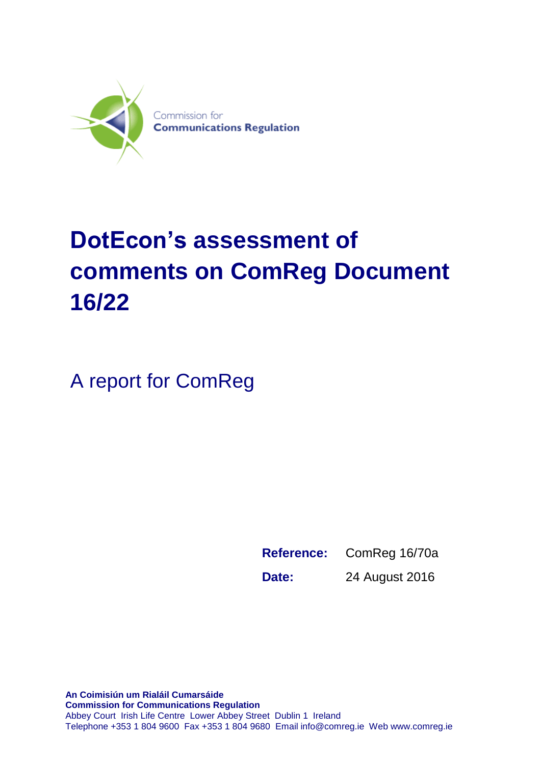Commission for
**Communications Regulation**

# DotEcon's assessment of comments on ComReg Document 16/22

A report for ComReg

| | |
|---|---|
| **Reference:** | ComReg 16/70a |
| **Date:** | 24 August 2016 |

**An Coimisiún um Rialáil Cumarsáide**
**Commission for Communications Regulation**
Abbey Court Irish Life Centre Lower Abbey Street Dublin 1 Ireland
Telephone +353 1 804 9600 Fax +353 1 804 9680 Email info@comreg.ie Web www.comreg.ie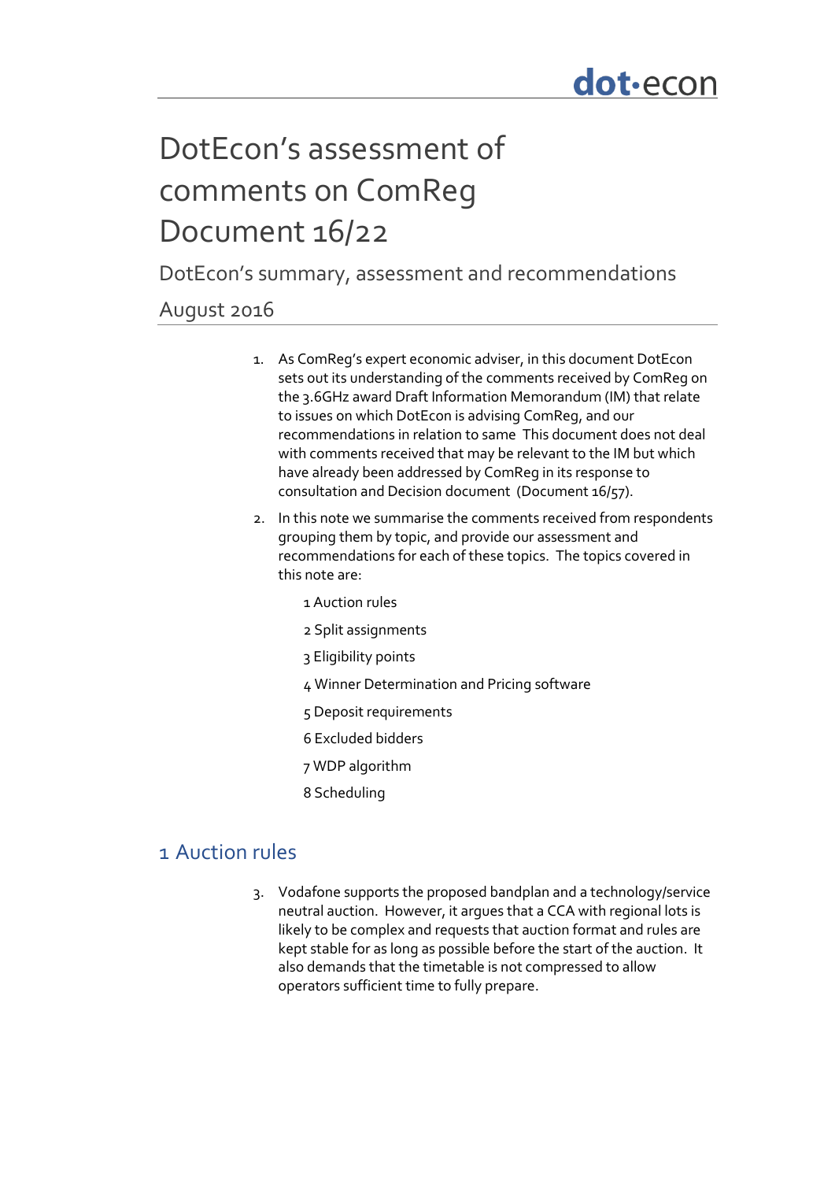# DotEcon's assessment of comments on ComReg Document 16/22

## DotEcon's summary, assessment and recommendations

August 2016

1. As ComReg's expert economic adviser, in this document DotEcon sets out its understanding of the comments received by ComReg on the 3.6GHz award Draft Information Memorandum (IM) that relate to issues on which DotEcon is advising ComReg, and our recommendations in relation to same This document does not deal with comments received that may be relevant to the IM but which have already been addressed by ComReg in its response to consultation and Decision document (Document 16/57).

2. In this note we summarise the comments received from respondents grouping them by topic, and provide our assessment and recommendations for each of these topics. The topics covered in this note are:

   1 Auction rules

   2 Split assignments

   3 Eligibility points

   4 Winner Determination and Pricing software

   5 Deposit requirements

   6 Excluded bidders

   7 WDP algorithm

   8 Scheduling

## 1 Auction rules

3. Vodafone supports the proposed bandplan and a technology/service neutral auction. However, it argues that a CCA with regional lots is likely to be complex and requests that auction format and rules are kept stable for as long as possible before the start of the auction. It also demands that the timetable is not compressed to allow operators sufficient time to fully prepare.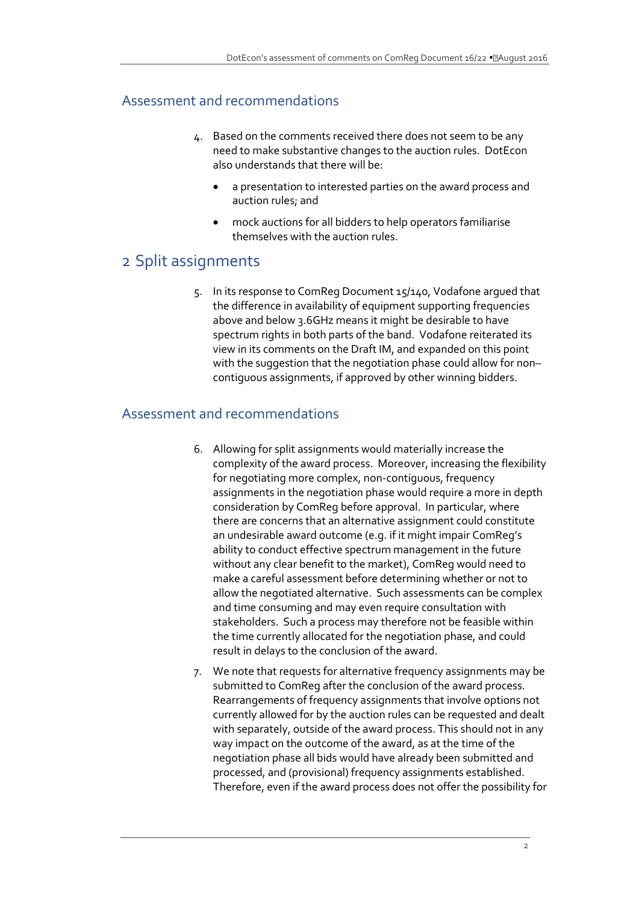### Assessment and recommendations

4. Based on the comments received there does not seem to be any need to make substantive changes to the auction rules. DotEcon also understands that there will be:

   - a presentation to interested parties on the award process and auction rules; and
   - mock auctions for all bidders to help operators familiarise themselves with the auction rules.

## 2 Split assignments

5. In its response to ComReg Document 15/140, Vodafone argued that the difference in availability of equipment supporting frequencies above and below 3.6GHz means it might be desirable to have spectrum rights in both parts of the band. Vodafone reiterated its view in its comments on the Draft IM, and expanded on this point with the suggestion that the negotiation phase could allow for non–contiguous assignments, if approved by other winning bidders.

### Assessment and recommendations

6. Allowing for split assignments would materially increase the complexity of the award process. Moreover, increasing the flexibility for negotiating more complex, non-contiguous, frequency assignments in the negotiation phase would require a more in depth consideration by ComReg before approval. In particular, where there are concerns that an alternative assignment could constitute an undesirable award outcome (e.g. if it might impair ComReg's ability to conduct effective spectrum management in the future without any clear benefit to the market), ComReg would need to make a careful assessment before determining whether or not to allow the negotiated alternative. Such assessments can be complex and time consuming and may even require consultation with stakeholders. Such a process may therefore not be feasible within the time currently allocated for the negotiation phase, and could result in delays to the conclusion of the award.

7. We note that requests for alternative frequency assignments may be submitted to ComReg after the conclusion of the award process. Rearrangements of frequency assignments that involve options not currently allowed for by the auction rules can be requested and dealt with separately, outside of the award process. This should not in any way impact on the outcome of the award, as at the time of the negotiation phase all bids would have already been submitted and processed, and (provisional) frequency assignments established. Therefore, even if the award process does not offer the possibility for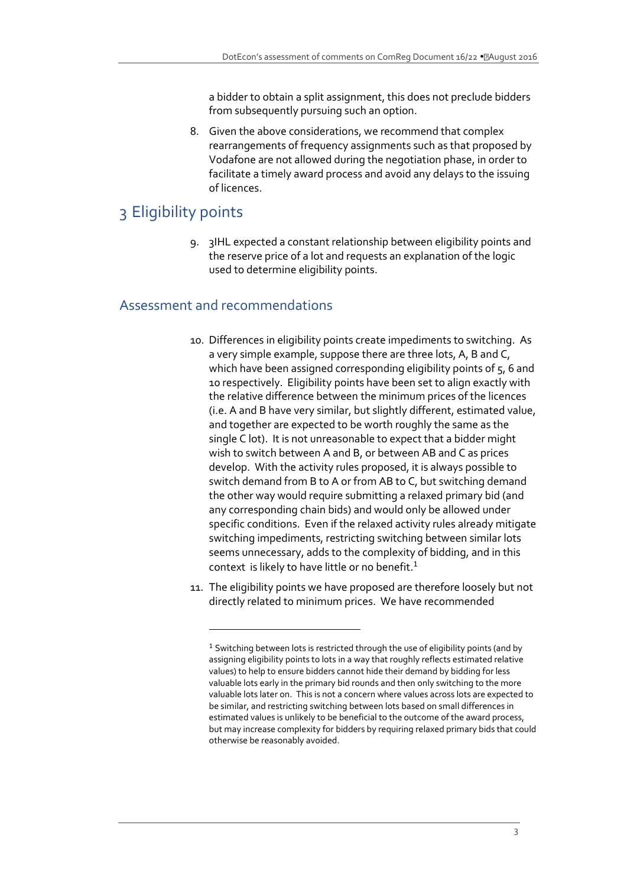a bidder to obtain a split assignment, this does not preclude bidders from subsequently pursuing such an option.

8. Given the above considerations, we recommend that complex rearrangements of frequency assignments such as that proposed by Vodafone are not allowed during the negotiation phase, in order to facilitate a timely award process and avoid any delays to the issuing of licences.

# 3 Eligibility points

9. 3IHL expected a constant relationship between eligibility points and the reserve price of a lot and requests an explanation of the logic used to determine eligibility points.

## Assessment and recommendations

10. Differences in eligibility points create impediments to switching. As a very simple example, suppose there are three lots, A, B and C, which have been assigned corresponding eligibility points of 5, 6 and 10 respectively. Eligibility points have been set to align exactly with the relative difference between the minimum prices of the licences (i.e. A and B have very similar, but slightly different, estimated value, and together are expected to be worth roughly the same as the single C lot). It is not unreasonable to expect that a bidder might wish to switch between A and B, or between AB and C as prices develop. With the activity rules proposed, it is always possible to switch demand from B to A or from AB to C, but switching demand the other way would require submitting a relaxed primary bid (and any corresponding chain bids) and would only be allowed under specific conditions. Even if the relaxed activity rules already mitigate switching impediments, restricting switching between similar lots seems unnecessary, adds to the complexity of bidding, and in this context is likely to have little or no benefit.[1]

11. The eligibility points we have proposed are therefore loosely but not directly related to minimum prices. We have recommended

---

[1] Switching between lots is restricted through the use of eligibility points (and by assigning eligibility points to lots in a way that roughly reflects estimated relative values) to help to ensure bidders cannot hide their demand by bidding for less valuable lots early in the primary bid rounds and then only switching to the more valuable lots later on. This is not a concern where values across lots are expected to be similar, and restricting switching between lots based on small differences in estimated values is unlikely to be beneficial to the outcome of the award process, but may increase complexity for bidders by requiring relaxed primary bids that could otherwise be reasonably avoided.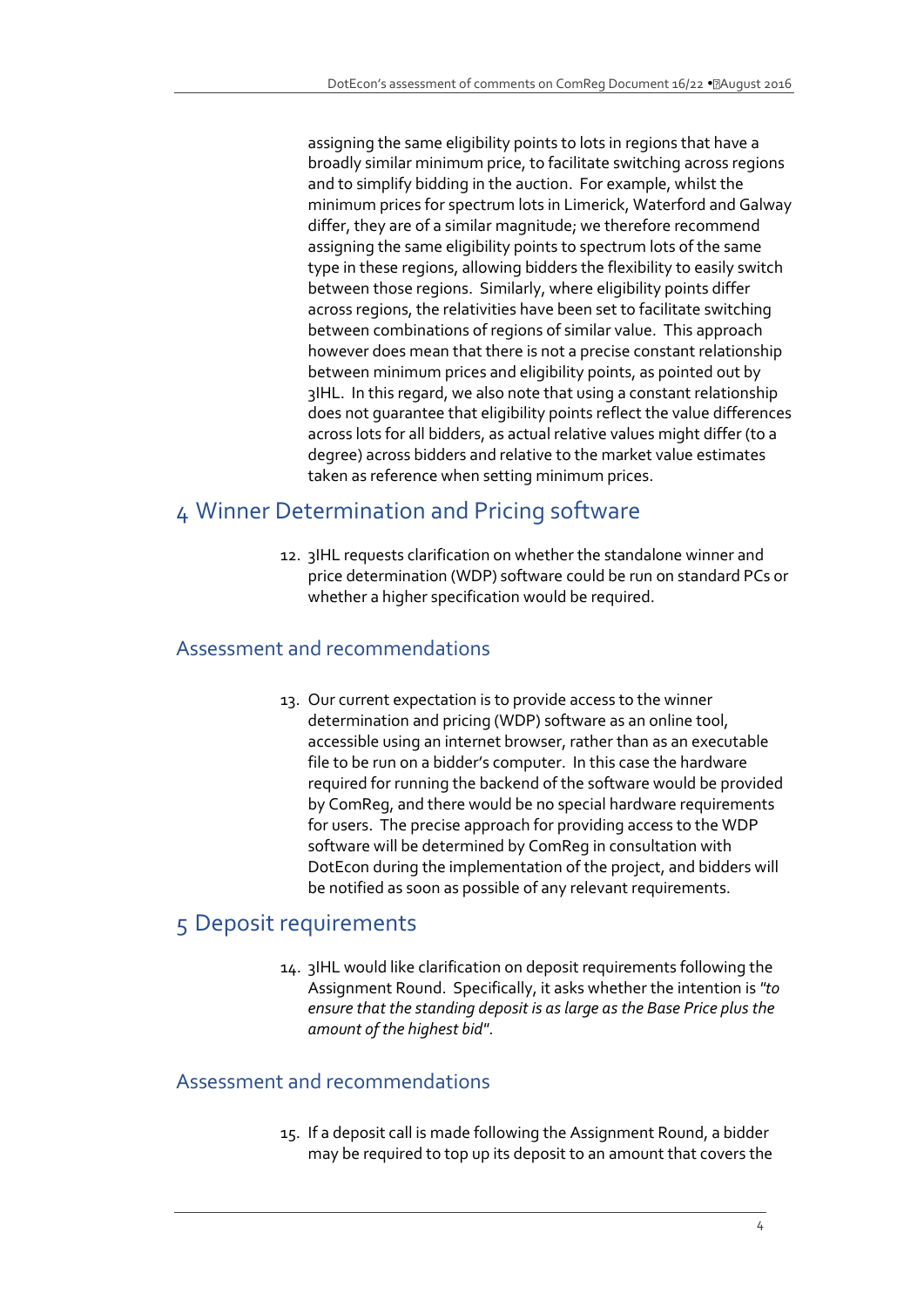assigning the same eligibility points to lots in regions that have a broadly similar minimum price, to facilitate switching across regions and to simplify bidding in the auction. For example, whilst the minimum prices for spectrum lots in Limerick, Waterford and Galway differ, they are of a similar magnitude; we therefore recommend assigning the same eligibility points to spectrum lots of the same type in these regions, allowing bidders the flexibility to easily switch between those regions. Similarly, where eligibility points differ across regions, the relativities have been set to facilitate switching between combinations of regions of similar value. This approach however does mean that there is not a precise constant relationship between minimum prices and eligibility points, as pointed out by 3IHL. In this regard, we also note that using a constant relationship does not guarantee that eligibility points reflect the value differences across lots for all bidders, as actual relative values might differ (to a degree) across bidders and relative to the market value estimates taken as reference when setting minimum prices.

# 4 Winner Determination and Pricing software

12. 3IHL requests clarification on whether the standalone winner and price determination (WDP) software could be run on standard PCs or whether a higher specification would be required.

## Assessment and recommendations

13. Our current expectation is to provide access to the winner determination and pricing (WDP) software as an online tool, accessible using an internet browser, rather than as an executable file to be run on a bidder's computer. In this case the hardware required for running the backend of the software would be provided by ComReg, and there would be no special hardware requirements for users. The precise approach for providing access to the WDP software will be determined by ComReg in consultation with DotEcon during the implementation of the project, and bidders will be notified as soon as possible of any relevant requirements.

# 5 Deposit requirements

14. 3IHL would like clarification on deposit requirements following the Assignment Round. Specifically, it asks whether the intention is *"to ensure that the standing deposit is as large as the Base Price plus the amount of the highest bid"*.

## Assessment and recommendations

15. If a deposit call is made following the Assignment Round, a bidder may be required to top up its deposit to an amount that covers the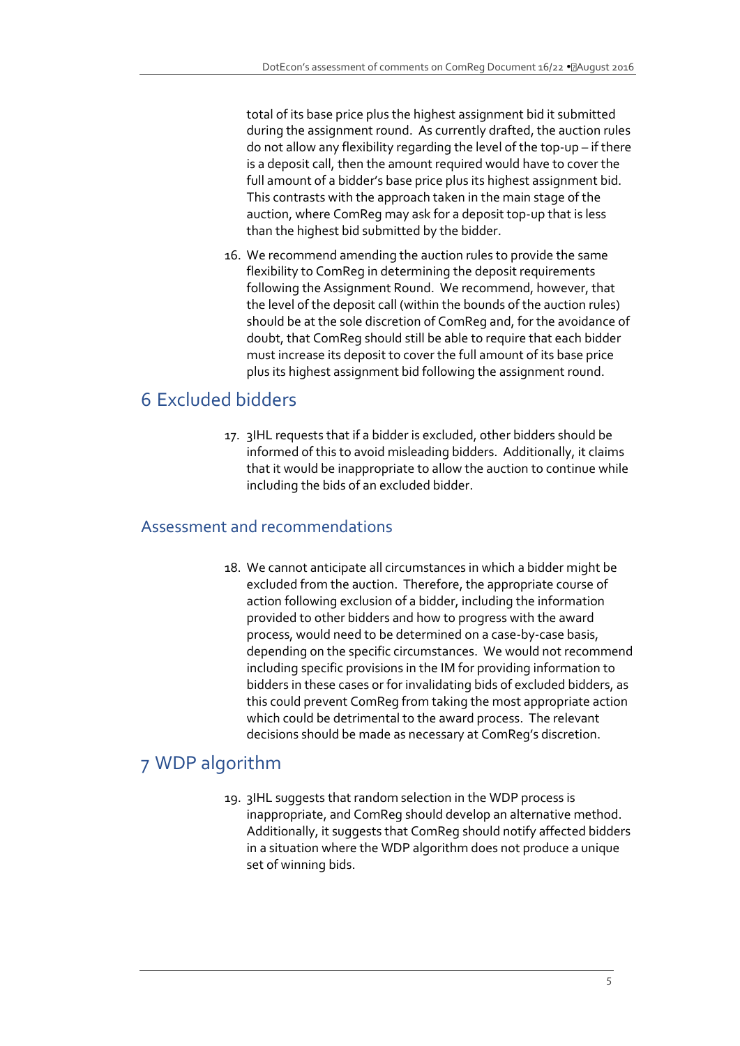total of its base price plus the highest assignment bid it submitted during the assignment round. As currently drafted, the auction rules do not allow any flexibility regarding the level of the top-up – if there is a deposit call, then the amount required would have to cover the full amount of a bidder's base price plus its highest assignment bid. This contrasts with the approach taken in the main stage of the auction, where ComReg may ask for a deposit top-up that is less than the highest bid submitted by the bidder.

16. We recommend amending the auction rules to provide the same flexibility to ComReg in determining the deposit requirements following the Assignment Round. We recommend, however, that the level of the deposit call (within the bounds of the auction rules) should be at the sole discretion of ComReg and, for the avoidance of doubt, that ComReg should still be able to require that each bidder must increase its deposit to cover the full amount of its base price plus its highest assignment bid following the assignment round.

# 6 Excluded bidders

17. 3IHL requests that if a bidder is excluded, other bidders should be informed of this to avoid misleading bidders. Additionally, it claims that it would be inappropriate to allow the auction to continue while including the bids of an excluded bidder.

## Assessment and recommendations

18. We cannot anticipate all circumstances in which a bidder might be excluded from the auction. Therefore, the appropriate course of action following exclusion of a bidder, including the information provided to other bidders and how to progress with the award process, would need to be determined on a case-by-case basis, depending on the specific circumstances. We would not recommend including specific provisions in the IM for providing information to bidders in these cases or for invalidating bids of excluded bidders, as this could prevent ComReg from taking the most appropriate action which could be detrimental to the award process. The relevant decisions should be made as necessary at ComReg's discretion.

# 7 WDP algorithm

19. 3IHL suggests that random selection in the WDP process is inappropriate, and ComReg should develop an alternative method. Additionally, it suggests that ComReg should notify affected bidders in a situation where the WDP algorithm does not produce a unique set of winning bids.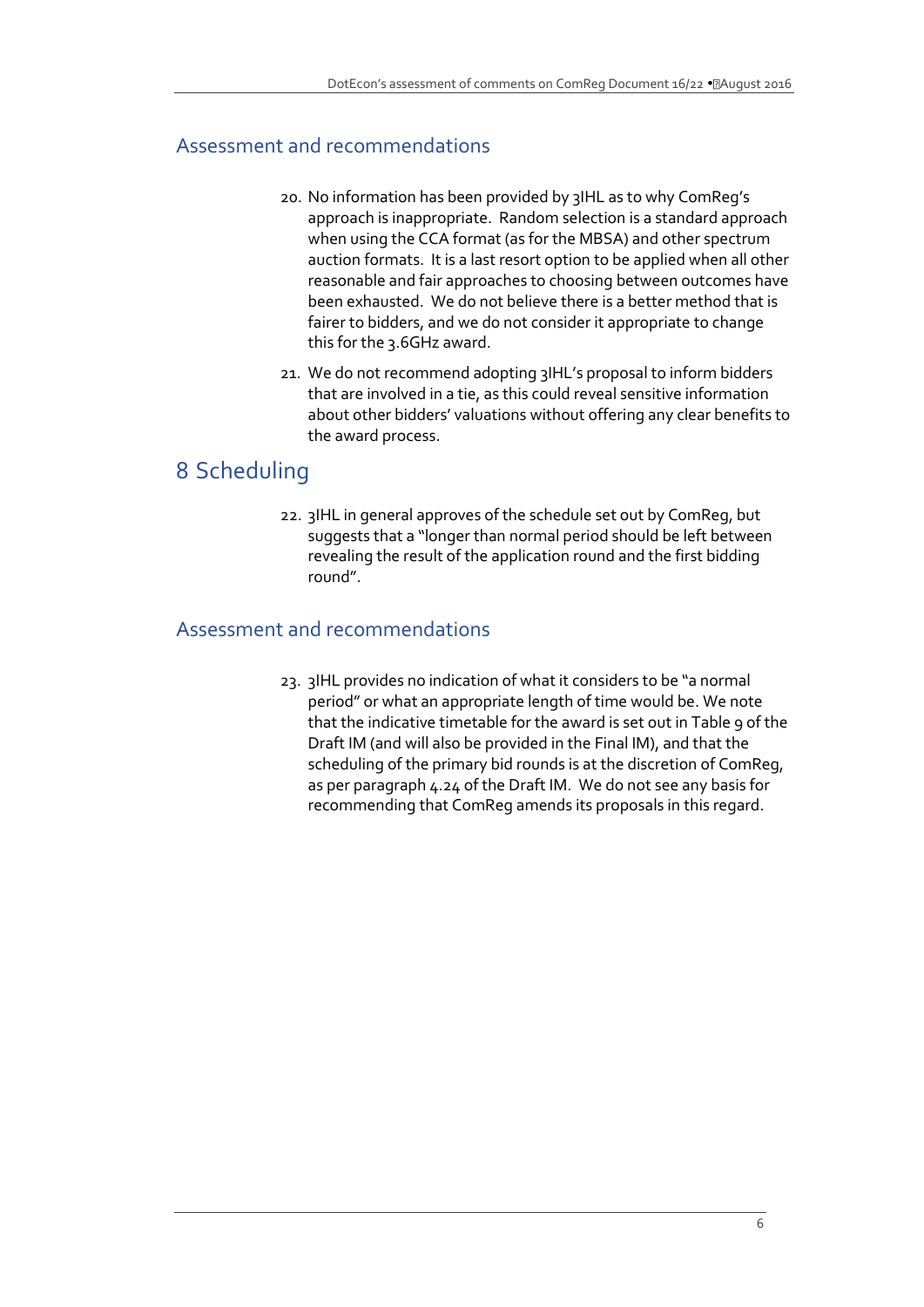## Assessment and recommendations

20. No information has been provided by 3IHL as to why ComReg's approach is inappropriate. Random selection is a standard approach when using the CCA format (as for the MBSA) and other spectrum auction formats. It is a last resort option to be applied when all other reasonable and fair approaches to choosing between outcomes have been exhausted. We do not believe there is a better method that is fairer to bidders, and we do not consider it appropriate to change this for the 3.6GHz award.

21. We do not recommend adopting 3IHL's proposal to inform bidders that are involved in a tie, as this could reveal sensitive information about other bidders' valuations without offering any clear benefits to the award process.

# 8 Scheduling

22. 3IHL in general approves of the schedule set out by ComReg, but suggests that a "longer than normal period should be left between revealing the result of the application round and the first bidding round".

## Assessment and recommendations

23. 3IHL provides no indication of what it considers to be "a normal period" or what an appropriate length of time would be. We note that the indicative timetable for the award is set out in Table 9 of the Draft IM (and will also be provided in the Final IM), and that the scheduling of the primary bid rounds is at the discretion of ComReg, as per paragraph 4.24 of the Draft IM. We do not see any basis for recommending that ComReg amends its proposals in this regard.